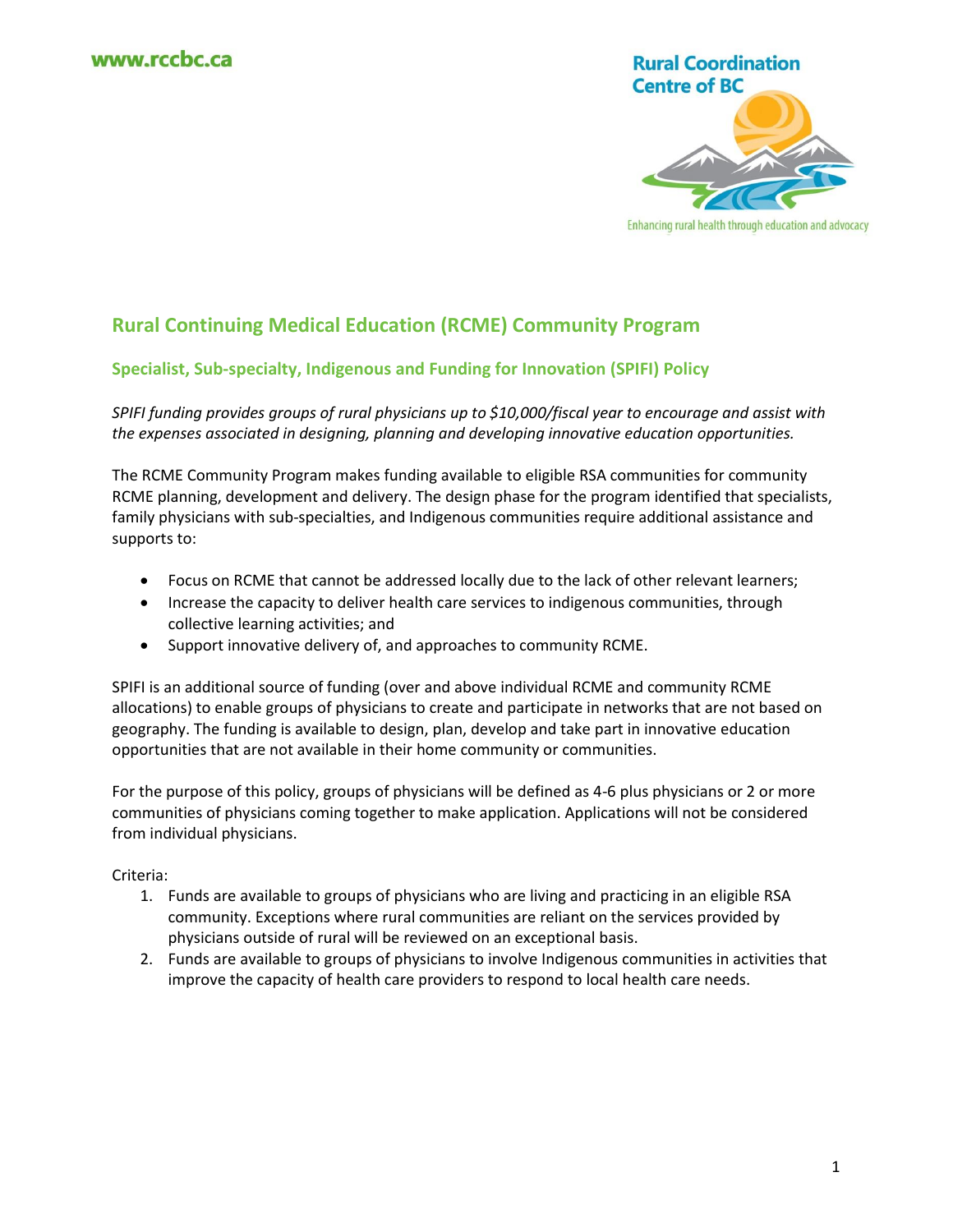www.rccbc.ca

Rural Coordination Centre of BC

Enhancing rural health through education and advocacy

## Rural Continuing Medical Education (RCME) Community Program

### Specialist, Sub-specialty, Indigenous and Funding for Innovation (SPIFI) Policy

*SPIFI funding provides groups of rural physicians up to $10,000/fiscal year to encourage and assist with the expenses associated in designing, planning and developing innovative education opportunities.*

The RCME Community Program makes funding available to eligible RSA communities for community RCME planning, development and delivery. The design phase for the program identified that specialists, family physicians with sub-specialties, and Indigenous communities require additional assistance and supports to:

- Focus on RCME that cannot be addressed locally due to the lack of other relevant learners;
- Increase the capacity to deliver health care services to indigenous communities, through collective learning activities; and
- Support innovative delivery of, and approaches to community RCME.

SPIFI is an additional source of funding (over and above individual RCME and community RCME allocations) to enable groups of physicians to create and participate in networks that are not based on geography. The funding is available to design, plan, develop and take part in innovative education opportunities that are not available in their home community or communities.

For the purpose of this policy, groups of physicians will be defined as 4-6 plus physicians or 2 or more communities of physicians coming together to make application. Applications will not be considered from individual physicians.

Criteria:

1. Funds are available to groups of physicians who are living and practicing in an eligible RSA community. Exceptions where rural communities are reliant on the services provided by physicians outside of rural will be reviewed on an exceptional basis.
2. Funds are available to groups of physicians to involve Indigenous communities in activities that improve the capacity of health care providers to respond to local health care needs.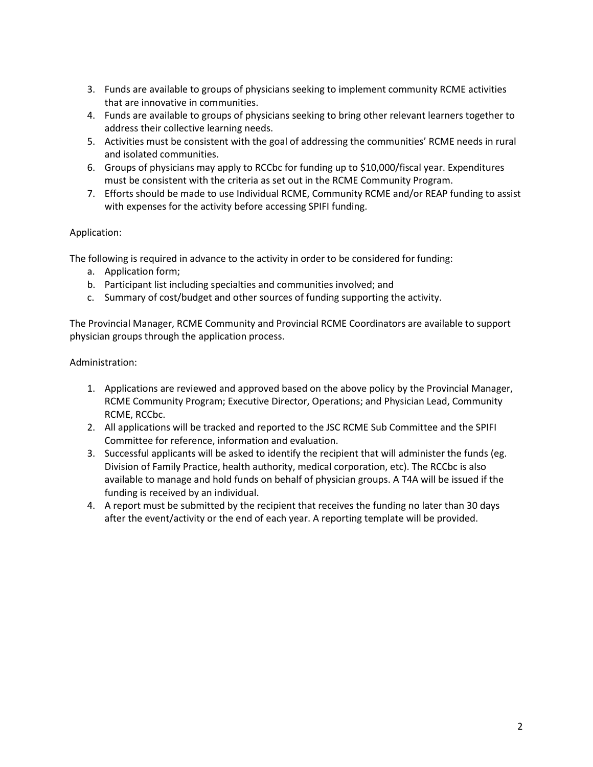3. Funds are available to groups of physicians seeking to implement community RCME activities that are innovative in communities.
4. Funds are available to groups of physicians seeking to bring other relevant learners together to address their collective learning needs.
5. Activities must be consistent with the goal of addressing the communities' RCME needs in rural and isolated communities.
6. Groups of physicians may apply to RCCbc for funding up to $10,000/fiscal year. Expenditures must be consistent with the criteria as set out in the RCME Community Program.
7. Efforts should be made to use Individual RCME, Community RCME and/or REAP funding to assist with expenses for the activity before accessing SPIFI funding.

Application:

The following is required in advance to the activity in order to be considered for funding:

a. Application form;
b. Participant list including specialties and communities involved; and
c. Summary of cost/budget and other sources of funding supporting the activity.

The Provincial Manager, RCME Community and Provincial RCME Coordinators are available to support physician groups through the application process.

Administration:

1. Applications are reviewed and approved based on the above policy by the Provincial Manager, RCME Community Program; Executive Director, Operations; and Physician Lead, Community RCME, RCCbc.
2. All applications will be tracked and reported to the JSC RCME Sub Committee and the SPIFI Committee for reference, information and evaluation.
3. Successful applicants will be asked to identify the recipient that will administer the funds (eg. Division of Family Practice, health authority, medical corporation, etc). The RCCbc is also available to manage and hold funds on behalf of physician groups. A T4A will be issued if the funding is received by an individual.
4. A report must be submitted by the recipient that receives the funding no later than 30 days after the event/activity or the end of each year. A reporting template will be provided.